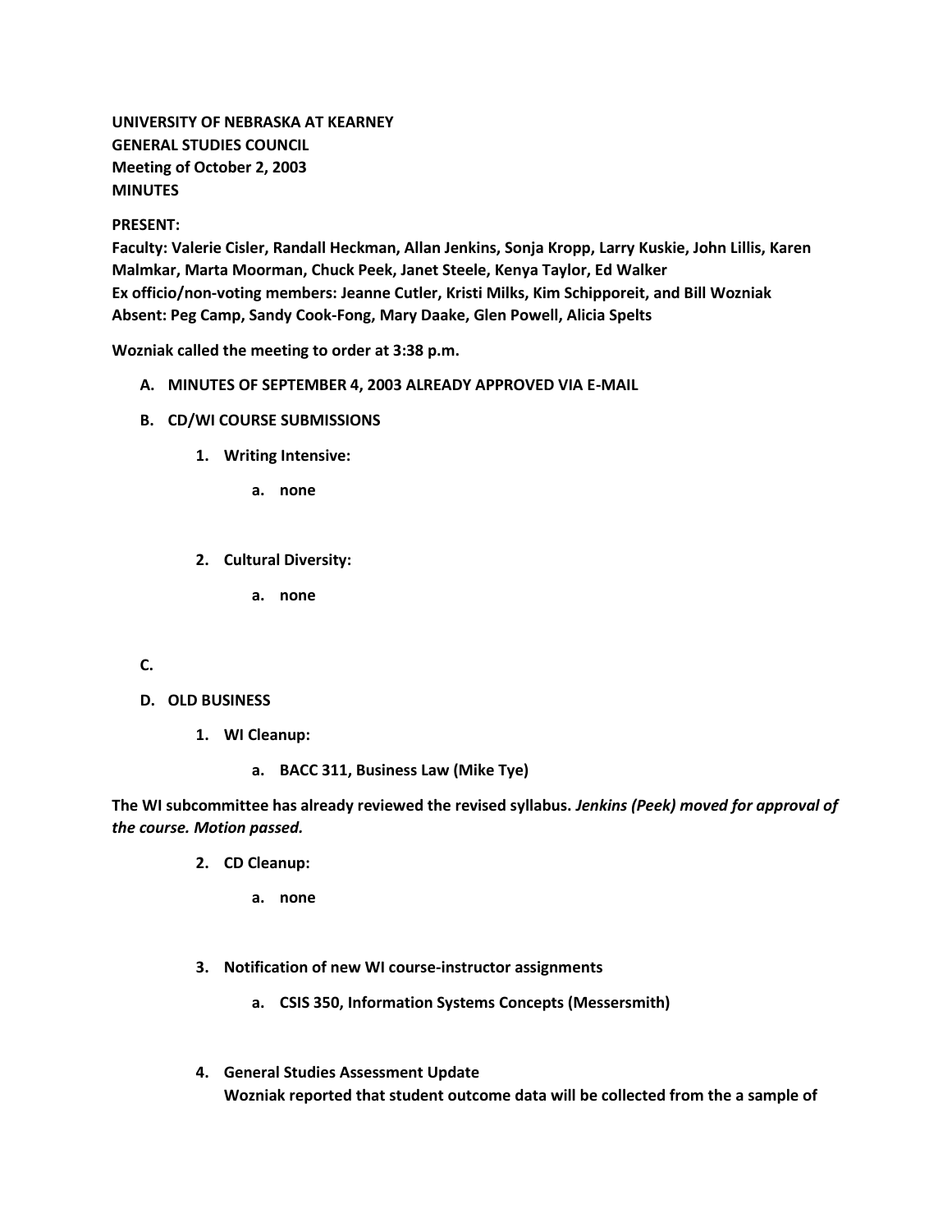**UNIVERSITY OF NEBRASKA AT KEARNEY**
**GENERAL STUDIES COUNCIL**
**Meeting of October 2, 2003**
**MINUTES**

**PRESENT:**
**Faculty: Valerie Cisler, Randall Heckman, Allan Jenkins, Sonja Kropp, Larry Kuskie, John Lillis, Karen Malmkar, Marta Moorman, Chuck Peek, Janet Steele, Kenya Taylor, Ed Walker**
**Ex officio/non-voting members: Jeanne Cutler, Kristi Milks, Kim Schipporeit, and Bill Wozniak**
**Absent: Peg Camp, Sandy Cook-Fong, Mary Daake, Glen Powell, Alicia Spelts**

**Wozniak called the meeting to order at 3:38 p.m.**

A. **MINUTES OF SEPTEMBER 4, 2003 ALREADY APPROVED VIA E-MAIL**

B. **CD/WI COURSE SUBMISSIONS**

   1. **Writing Intensive:**

      a. **none**

   2. **Cultural Diversity:**

      a. **none**

C.

D. **OLD BUSINESS**

   1. **WI Cleanup:**

      a. **BACC 311, Business Law (Mike Tye)**

**The WI subcommittee has already reviewed the revised syllabus.** ***Jenkins (Peek) moved for approval of the course. Motion passed.***

   2. **CD Cleanup:**

      a. **none**

   3. **Notification of new WI course-instructor assignments**

      a. **CSIS 350, Information Systems Concepts (Messersmith)**

   4. **General Studies Assessment Update**
      **Wozniak reported that student outcome data will be collected from the a sample of**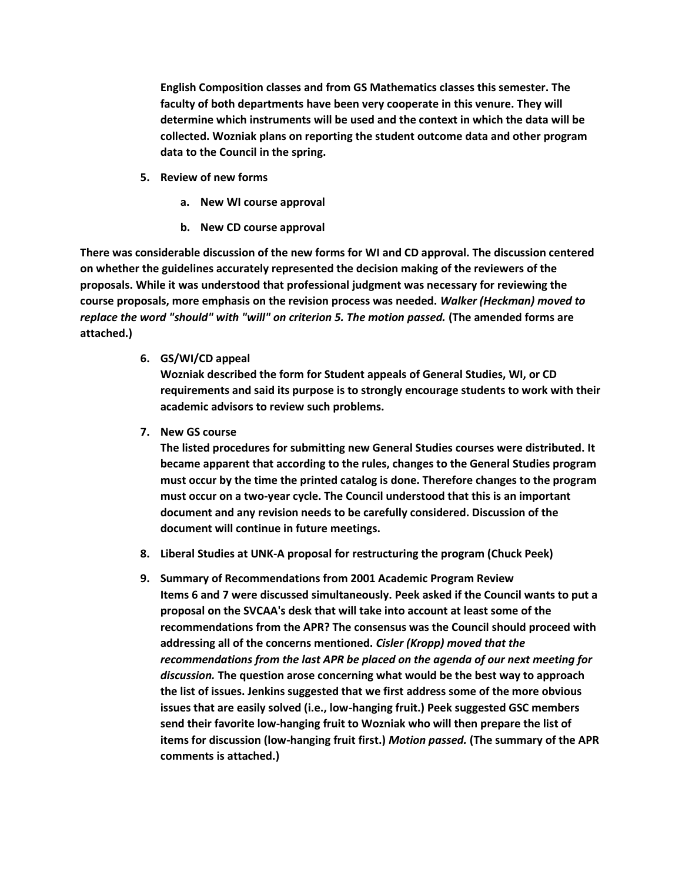**English Composition classes and from GS Mathematics classes this semester. The faculty of both departments have been very cooperate in this venure. They will determine which instruments will be used and the context in which the data will be collected. Wozniak plans on reporting the student outcome data and other program data to the Council in the spring.**

5. **Review of new forms**
    a. **New WI course approval**
    b. **New CD course approval**

**There was considerable discussion of the new forms for WI and CD approval. The discussion centered on whether the guidelines accurately represented the decision making of the reviewers of the proposals. While it was understood that professional judgment was necessary for reviewing the course proposals, more emphasis on the revision process was needed.** ***Walker (Heckman) moved to replace the word "should" with "will" on criterion 5. The motion passed.*** **(The amended forms are attached.)**

6. **GS/WI/CD appeal**
   **Wozniak described the form for Student appeals of General Studies, WI, or CD requirements and said its purpose is to strongly encourage students to work with their academic advisors to review such problems.**

7. **New GS course**
   **The listed procedures for submitting new General Studies courses were distributed. It became apparent that according to the rules, changes to the General Studies program must occur by the time the printed catalog is done. Therefore changes to the program must occur on a two-year cycle. The Council understood that this is an important document and any revision needs to be carefully considered. Discussion of the document will continue in future meetings.**

8. **Liberal Studies at UNK-A proposal for restructuring the program (Chuck Peek)**

9. **Summary of Recommendations from 2001 Academic Program Review**
   **Items 6 and 7 were discussed simultaneously. Peek asked if the Council wants to put a proposal on the SVCAA's desk that will take into account at least some of the recommendations from the APR? The consensus was the Council should proceed with addressing all of the concerns mentioned.** ***Cisler (Kropp) moved that the recommendations from the last APR be placed on the agenda of our next meeting for discussion.*** **The question arose concerning what would be the best way to approach the list of issues. Jenkins suggested that we first address some of the more obvious issues that are easily solved (i.e., low-hanging fruit.) Peek suggested GSC members send their favorite low-hanging fruit to Wozniak who will then prepare the list of items for discussion (low-hanging fruit first.)** ***Motion passed.*** **(The summary of the APR comments is attached.)**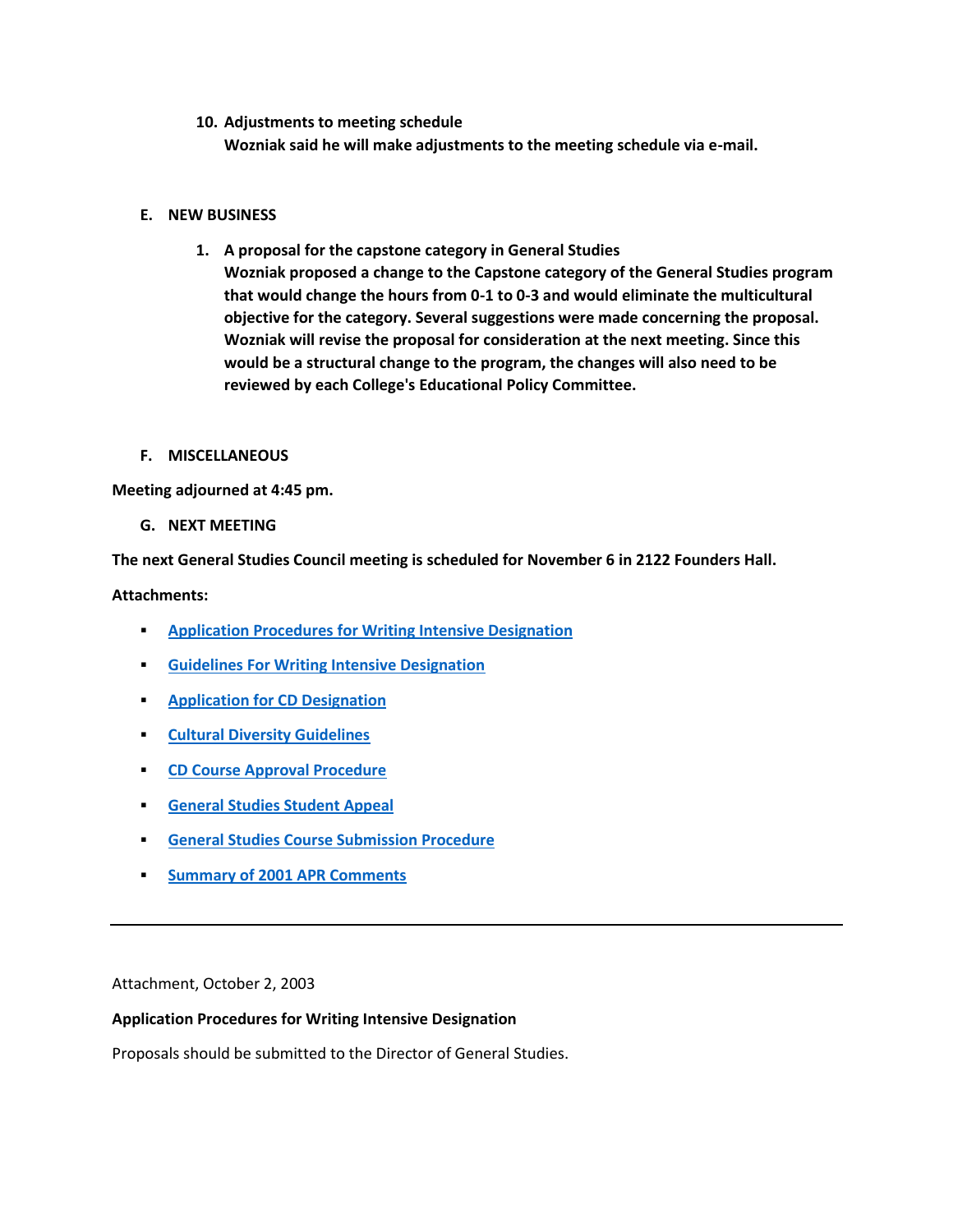10. **Adjustments to meeting schedule**
    **Wozniak said he will make adjustments to the meeting schedule via e-mail.**

**E. NEW BUSINESS**

1. **A proposal for the capstone category in General Studies**
   **Wozniak proposed a change to the Capstone category of the General Studies program that would change the hours from 0-1 to 0-3 and would eliminate the multicultural objective for the category. Several suggestions were made concerning the proposal. Wozniak will revise the proposal for consideration at the next meeting. Since this would be a structural change to the program, the changes will also need to be reviewed by each College's Educational Policy Committee.**

**F. MISCELLANEOUS**

**Meeting adjourned at 4:45 pm.**

**G. NEXT MEETING**

**The next General Studies Council meeting is scheduled for November 6 in 2122 Founders Hall.**

**Attachments:**

- Application Procedures for Writing Intensive Designation
- Guidelines For Writing Intensive Designation
- Application for CD Designation
- Cultural Diversity Guidelines
- CD Course Approval Procedure
- General Studies Student Appeal
- General Studies Course Submission Procedure
- Summary of 2001 APR Comments

---

Attachment, October 2, 2003

**Application Procedures for Writing Intensive Designation**

Proposals should be submitted to the Director of General Studies.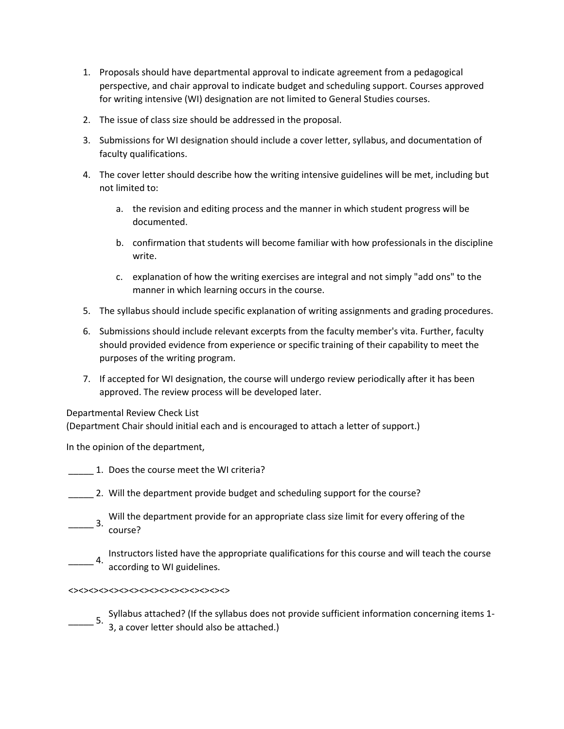1. Proposals should have departmental approval to indicate agreement from a pedagogical perspective, and chair approval to indicate budget and scheduling support. Courses approved for writing intensive (WI) designation are not limited to General Studies courses.
2. The issue of class size should be addressed in the proposal.
3. Submissions for WI designation should include a cover letter, syllabus, and documentation of faculty qualifications.
4. The cover letter should describe how the writing intensive guidelines will be met, including but not limited to:
    a. the revision and editing process and the manner in which student progress will be documented.
    b. confirmation that students will become familiar with how professionals in the discipline write.
    c. explanation of how the writing exercises are integral and not simply "add ons" to the manner in which learning occurs in the course.
5. The syllabus should include specific explanation of writing assignments and grading procedures.
6. Submissions should include relevant excerpts from the faculty member's vita. Further, faculty should provided evidence from experience or specific training of their capability to meet the purposes of the writing program.
7. If accepted for WI designation, the course will undergo review periodically after it has been approved. The review process will be developed later.

Departmental Review Check List
(Department Chair should initial each and is encouraged to attach a letter of support.)

In the opinion of the department,

_____ 1. Does the course meet the WI criteria?

_____ 2. Will the department provide budget and scheduling support for the course?

_____ 3. Will the department provide for an appropriate class size limit for every offering of the course?

_____ 4. Instructors listed have the appropriate qualifications for this course and will teach the course according to WI guidelines.

<><><><><><><><><><><><><><><><><>

_____ 5. Syllabus attached? (If the syllabus does not provide sufficient information concerning items 1-3, a cover letter should also be attached.)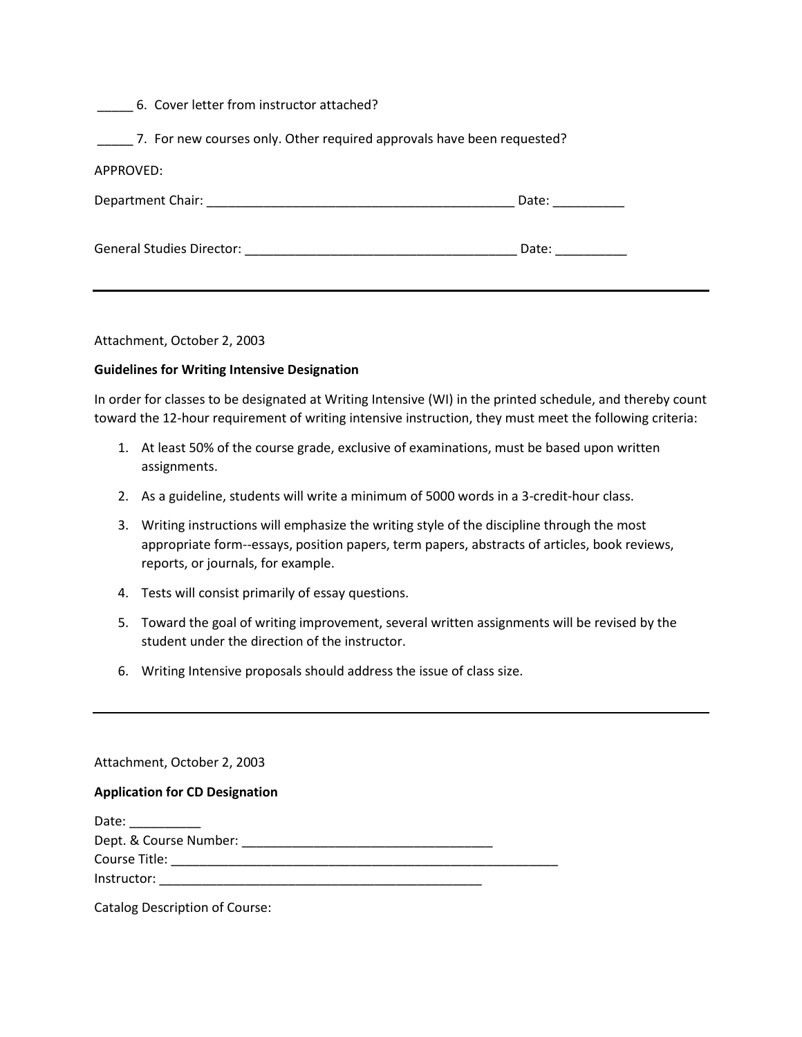_____ 6. Cover letter from instructor attached?

_____ 7. For new courses only. Other required approvals have been requested?

APPROVED:

Department Chair: ____________________________________________ Date: __________

General Studies Director: _______________________________________ Date: __________

---

Attachment, October 2, 2003

**Guidelines for Writing Intensive Designation**

In order for classes to be designated at Writing Intensive (WI) in the printed schedule, and thereby count toward the 12-hour requirement of writing intensive instruction, they must meet the following criteria:

1. At least 50% of the course grade, exclusive of examinations, must be based upon written assignments.
2. As a guideline, students will write a minimum of 5000 words in a 3-credit-hour class.
3. Writing instructions will emphasize the writing style of the discipline through the most appropriate form--essays, position papers, term papers, abstracts of articles, book reviews, reports, or journals, for example.
4. Tests will consist primarily of essay questions.
5. Toward the goal of writing improvement, several written assignments will be revised by the student under the direction of the instructor.
6. Writing Intensive proposals should address the issue of class size.

---

Attachment, October 2, 2003

**Application for CD Designation**

Date: __________
Dept. & Course Number: ____________________________________
Course Title: _________________________________________________________
Instructor: ________________________________________________

Catalog Description of Course: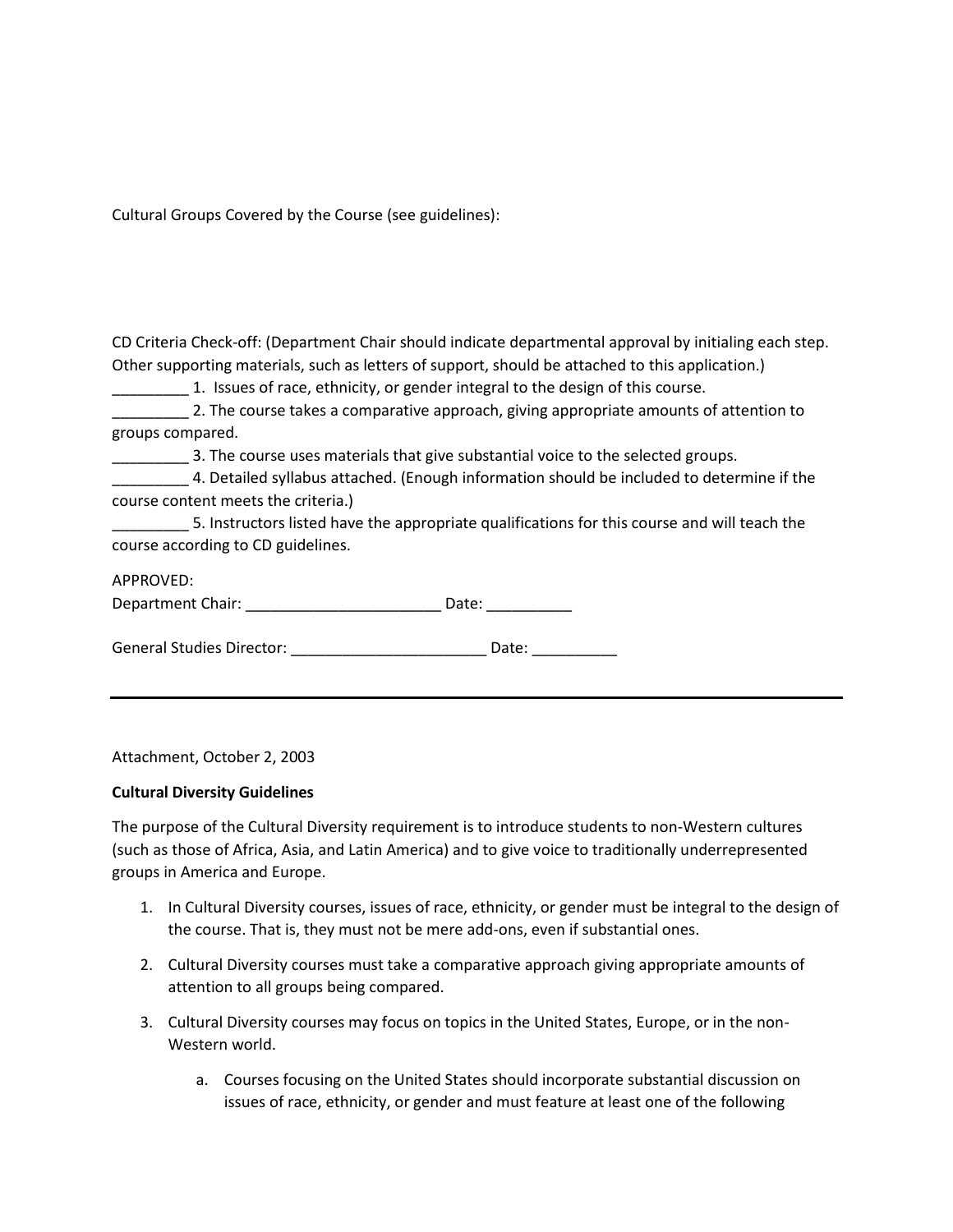Cultural Groups Covered by the Course (see guidelines):

CD Criteria Check-off: (Department Chair should indicate departmental approval by initialing each step. Other supporting materials, such as letters of support, should be attached to this application.)

_________ 1. Issues of race, ethnicity, or gender integral to the design of this course.

_________ 2. The course takes a comparative approach, giving appropriate amounts of attention to groups compared.

_________ 3. The course uses materials that give substantial voice to the selected groups.

_________ 4. Detailed syllabus attached. (Enough information should be included to determine if the course content meets the criteria.)

_________ 5. Instructors listed have the appropriate qualifications for this course and will teach the course according to CD guidelines.

APPROVED:

Department Chair: _______________________ Date: __________

General Studies Director: _______________________ Date: __________

---

Attachment, October 2, 2003

**Cultural Diversity Guidelines**

The purpose of the Cultural Diversity requirement is to introduce students to non-Western cultures (such as those of Africa, Asia, and Latin America) and to give voice to traditionally underrepresented groups in America and Europe.

1. In Cultural Diversity courses, issues of race, ethnicity, or gender must be integral to the design of the course. That is, they must not be mere add-ons, even if substantial ones.

2. Cultural Diversity courses must take a comparative approach giving appropriate amounts of attention to all groups being compared.

3. Cultural Diversity courses may focus on topics in the United States, Europe, or in the non-Western world.

    a. Courses focusing on the United States should incorporate substantial discussion on issues of race, ethnicity, or gender and must feature at least one of the following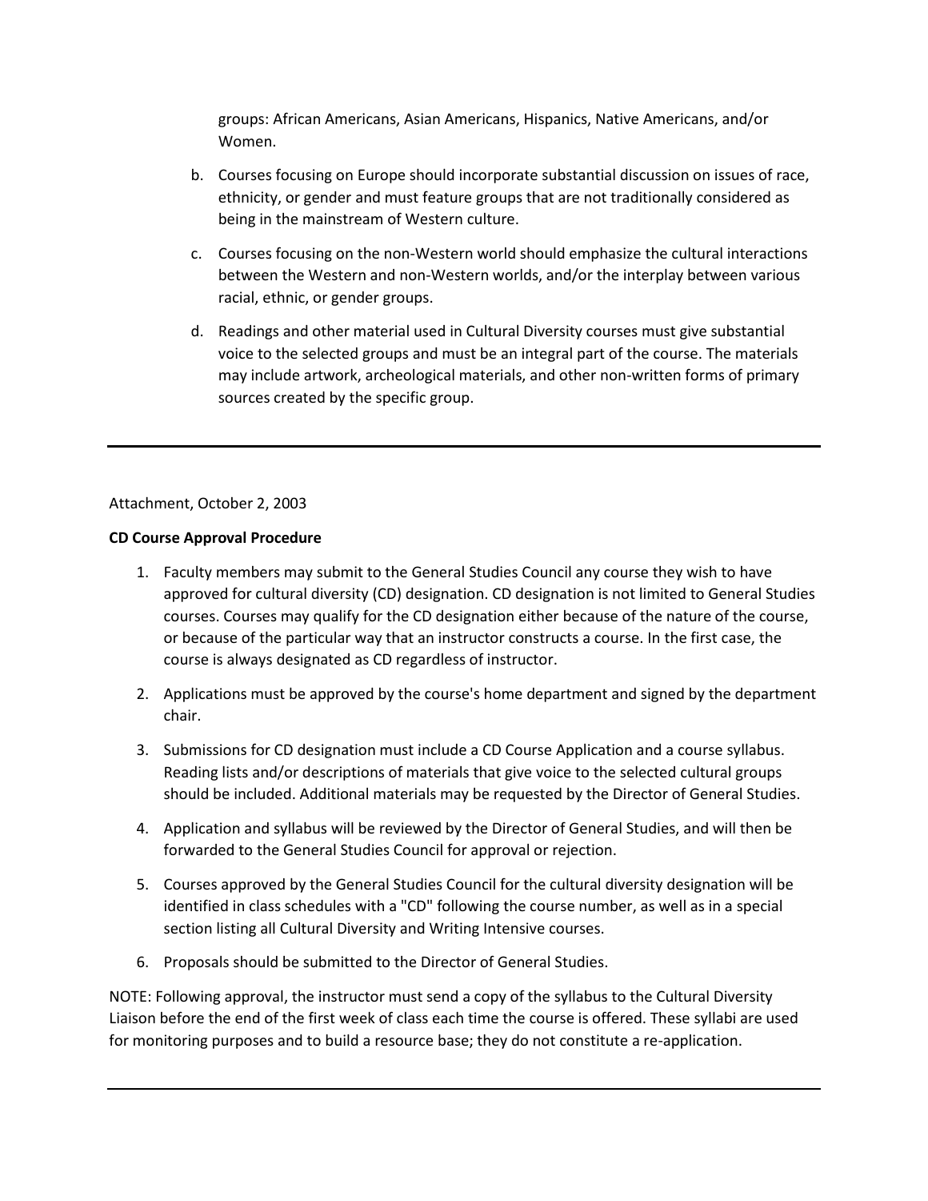groups: African Americans, Asian Americans, Hispanics, Native Americans, and/or Women.

b. Courses focusing on Europe should incorporate substantial discussion on issues of race, ethnicity, or gender and must feature groups that are not traditionally considered as being in the mainstream of Western culture.

c. Courses focusing on the non-Western world should emphasize the cultural interactions between the Western and non-Western worlds, and/or the interplay between various racial, ethnic, or gender groups.

d. Readings and other material used in Cultural Diversity courses must give substantial voice to the selected groups and must be an integral part of the course. The materials may include artwork, archeological materials, and other non-written forms of primary sources created by the specific group.

---

Attachment, October 2, 2003

**CD Course Approval Procedure**

1. Faculty members may submit to the General Studies Council any course they wish to have approved for cultural diversity (CD) designation. CD designation is not limited to General Studies courses. Courses may qualify for the CD designation either because of the nature of the course, or because of the particular way that an instructor constructs a course. In the first case, the course is always designated as CD regardless of instructor.
2. Applications must be approved by the course's home department and signed by the department chair.
3. Submissions for CD designation must include a CD Course Application and a course syllabus. Reading lists and/or descriptions of materials that give voice to the selected cultural groups should be included. Additional materials may be requested by the Director of General Studies.
4. Application and syllabus will be reviewed by the Director of General Studies, and will then be forwarded to the General Studies Council for approval or rejection.
5. Courses approved by the General Studies Council for the cultural diversity designation will be identified in class schedules with a "CD" following the course number, as well as in a special section listing all Cultural Diversity and Writing Intensive courses.
6. Proposals should be submitted to the Director of General Studies.

NOTE: Following approval, the instructor must send a copy of the syllabus to the Cultural Diversity Liaison before the end of the first week of class each time the course is offered. These syllabi are used for monitoring purposes and to build a resource base; they do not constitute a re-application.

---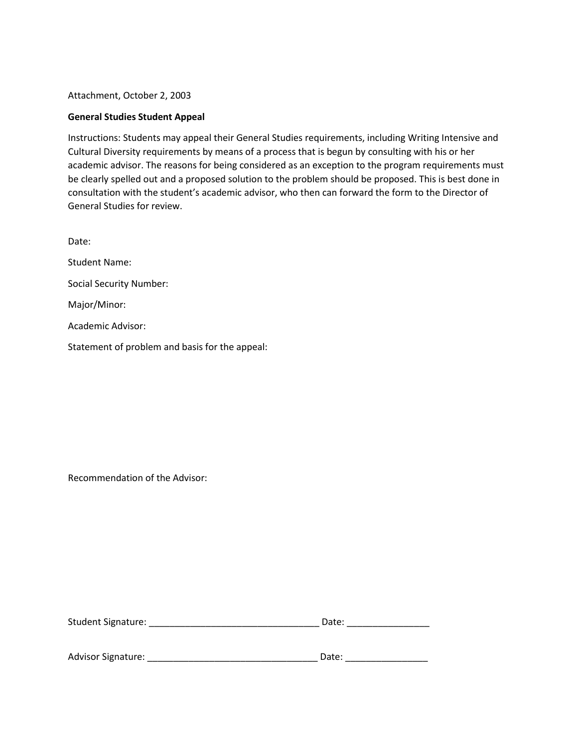Attachment, October 2, 2003

**General Studies Student Appeal**

Instructions: Students may appeal their General Studies requirements, including Writing Intensive and Cultural Diversity requirements by means of a process that is begun by consulting with his or her academic advisor. The reasons for being considered as an exception to the program requirements must be clearly spelled out and a proposed solution to the problem should be proposed. This is best done in consultation with the student's academic advisor, who then can forward the form to the Director of General Studies for review.

Date:

Student Name:

Social Security Number:

Major/Minor:

Academic Advisor:

Statement of problem and basis for the appeal:

Recommendation of the Advisor:

Student Signature: _________________________________ Date: ________________

Advisor Signature: _________________________________ Date: ________________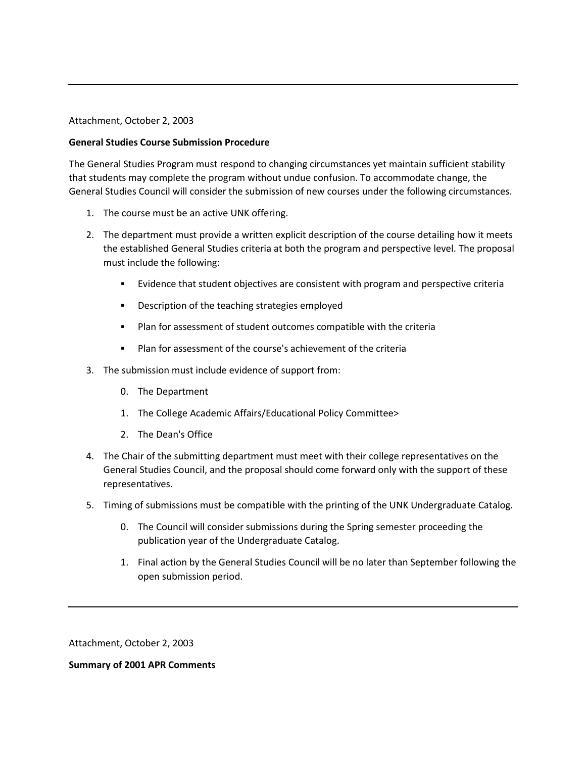---

Attachment, October 2, 2003

**General Studies Course Submission Procedure**

The General Studies Program must respond to changing circumstances yet maintain sufficient stability that students may complete the program without undue confusion. To accommodate change, the General Studies Council will consider the submission of new courses under the following circumstances.

1. The course must be an active UNK offering.
2. The department must provide a written explicit description of the course detailing how it meets the established General Studies criteria at both the program and perspective level. The proposal must include the following:
   - Evidence that student objectives are consistent with program and perspective criteria
   - Description of the teaching strategies employed
   - Plan for assessment of student outcomes compatible with the criteria
   - Plan for assessment of the course's achievement of the criteria
3. The submission must include evidence of support from:

   0. The Department
   1. The College Academic Affairs/Educational Policy Committee>
   2. The Dean's Office

4. The Chair of the submitting department must meet with their college representatives on the General Studies Council, and the proposal should come forward only with the support of these representatives.
5. Timing of submissions must be compatible with the printing of the UNK Undergraduate Catalog.

   0. The Council will consider submissions during the Spring semester proceeding the publication year of the Undergraduate Catalog.
   1. Final action by the General Studies Council will be no later than September following the open submission period.

---

Attachment, October 2, 2003

**Summary of 2001 APR Comments**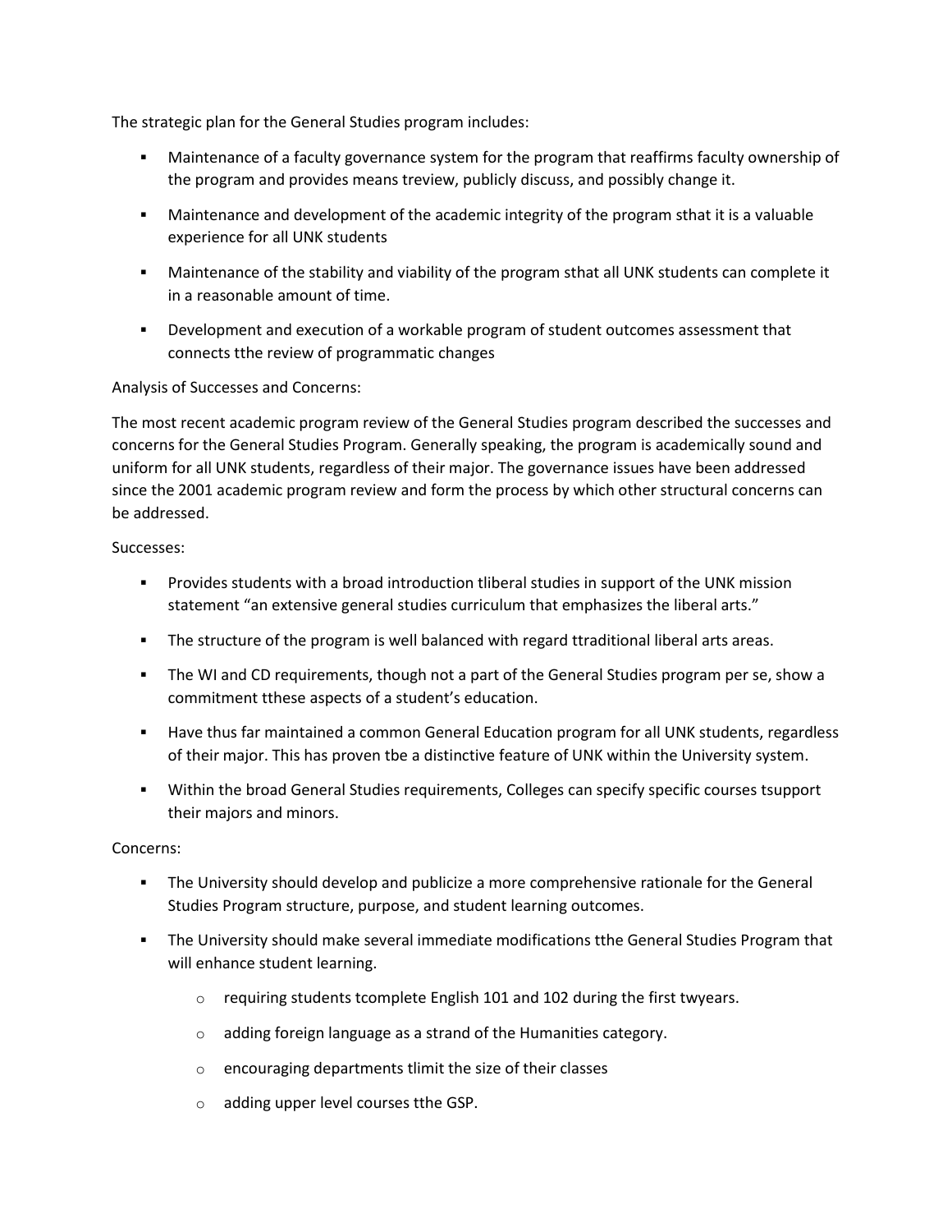The strategic plan for the General Studies program includes:

- Maintenance of a faculty governance system for the program that reaffirms faculty ownership of the program and provides means treview, publicly discuss, and possibly change it.
- Maintenance and development of the academic integrity of the program sthat it is a valuable experience for all UNK students
- Maintenance of the stability and viability of the program sthat all UNK students can complete it in a reasonable amount of time.
- Development and execution of a workable program of student outcomes assessment that connects tthe review of programmatic changes

Analysis of Successes and Concerns:

The most recent academic program review of the General Studies program described the successes and concerns for the General Studies Program. Generally speaking, the program is academically sound and uniform for all UNK students, regardless of their major. The governance issues have been addressed since the 2001 academic program review and form the process by which other structural concerns can be addressed.

Successes:

- Provides students with a broad introduction tliberal studies in support of the UNK mission statement “an extensive general studies curriculum that emphasizes the liberal arts.”
- The structure of the program is well balanced with regard ttraditional liberal arts areas.
- The WI and CD requirements, though not a part of the General Studies program per se, show a commitment tthese aspects of a student’s education.
- Have thus far maintained a common General Education program for all UNK students, regardless of their major. This has proven tbe a distinctive feature of UNK within the University system.
- Within the broad General Studies requirements, Colleges can specify specific courses tsupport their majors and minors.

Concerns:

- The University should develop and publicize a more comprehensive rationale for the General Studies Program structure, purpose, and student learning outcomes.
- The University should make several immediate modifications tthe General Studies Program that will enhance student learning.
    - requiring students tcomplete English 101 and 102 during the first twyears.
    - adding foreign language as a strand of the Humanities category.
    - encouraging departments tlimit the size of their classes
    - adding upper level courses tthe GSP.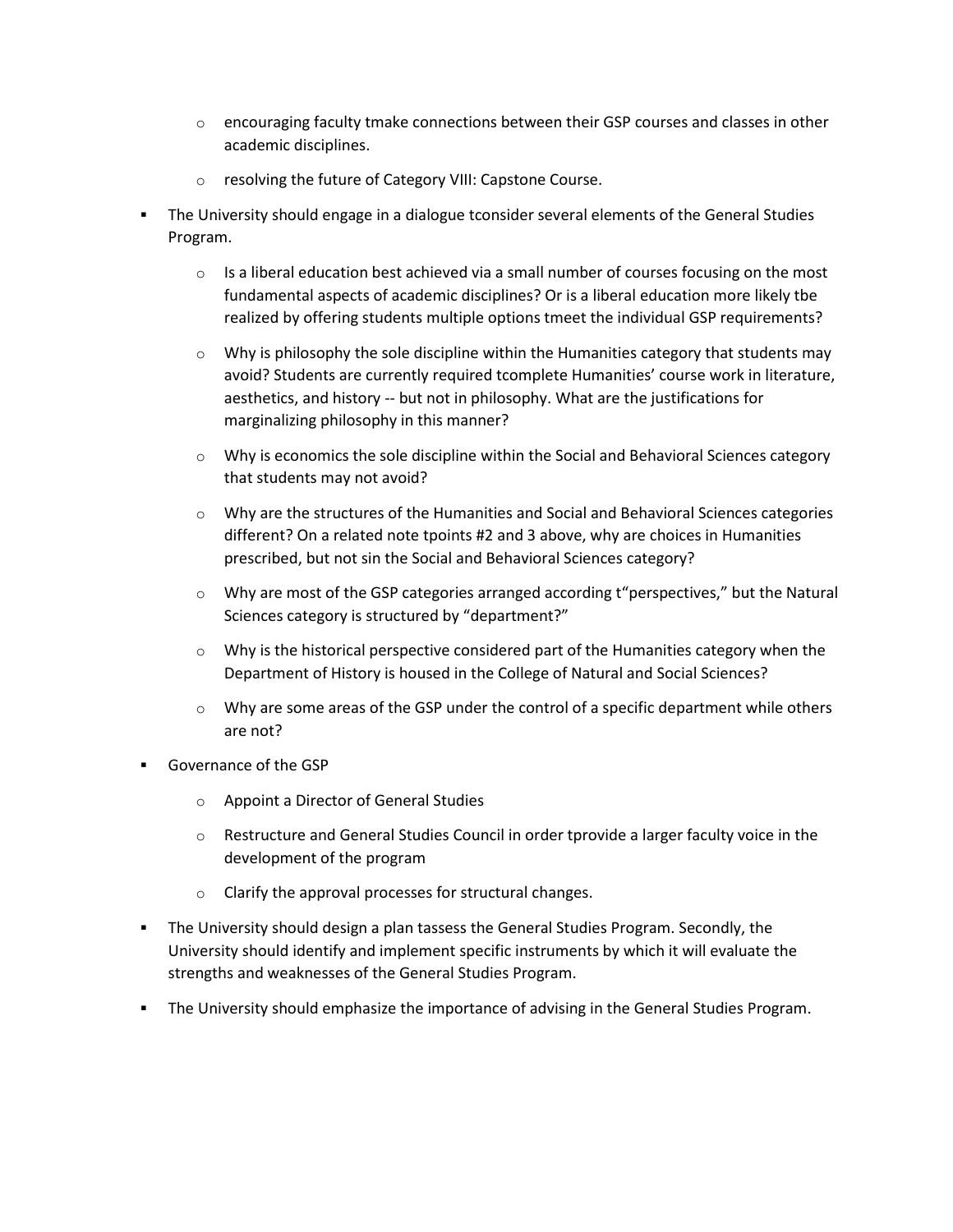- encouraging faculty tmake connections between their GSP courses and classes in other academic disciplines.
  - resolving the future of Category VIII: Capstone Course.
- The University should engage in a dialogue tconsider several elements of the General Studies Program.
  - Is a liberal education best achieved via a small number of courses focusing on the most fundamental aspects of academic disciplines? Or is a liberal education more likely tbe realized by offering students multiple options tmeet the individual GSP requirements?
  - Why is philosophy the sole discipline within the Humanities category that students may avoid? Students are currently required tcomplete Humanities' course work in literature, aesthetics, and history -- but not in philosophy. What are the justifications for marginalizing philosophy in this manner?
  - Why is economics the sole discipline within the Social and Behavioral Sciences category that students may not avoid?
  - Why are the structures of the Humanities and Social and Behavioral Sciences categories different? On a related note tpoints #2 and 3 above, why are choices in Humanities prescribed, but not sin the Social and Behavioral Sciences category?
  - Why are most of the GSP categories arranged according t"perspectives," but the Natural Sciences category is structured by "department?"
  - Why is the historical perspective considered part of the Humanities category when the Department of History is housed in the College of Natural and Social Sciences?
  - Why are some areas of the GSP under the control of a specific department while others are not?
- Governance of the GSP
  - Appoint a Director of General Studies
  - Restructure and General Studies Council in order tprovide a larger faculty voice in the development of the program
  - Clarify the approval processes for structural changes.
- The University should design a plan tassess the General Studies Program. Secondly, the University should identify and implement specific instruments by which it will evaluate the strengths and weaknesses of the General Studies Program.
- The University should emphasize the importance of advising in the General Studies Program.